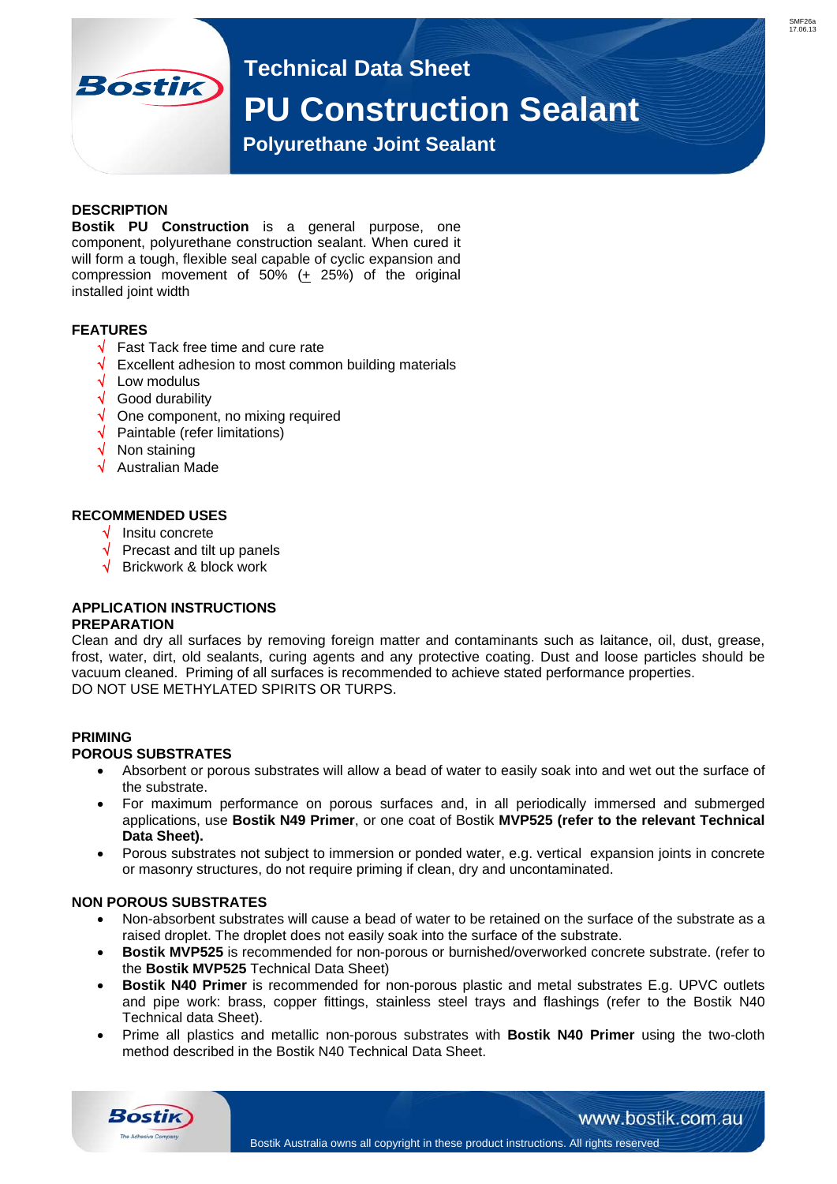# Technical Data Sheet

# PU Construction Sealant

## Polyurethane Joint Sealant

### DESCRIPTION

**Bostik PU Construction** is a general purpose, one component, polyurethane construction sealant. When cured it will form a tough, flexible seal capable of cyclic expansion and compression movement of 50% (± 25%) of the original installed joint width

### FEATURES

- √ Fast Tack free time and cure rate
- √ Excellent adhesion to most common building materials
- √ Low modulus
- √ Good durability
- √ One component, no mixing required
- √ Paintable (refer limitations)
- √ Non staining
- √ Australian Made

### RECOMMENDED USES

- √ Insitu concrete
- √ Precast and tilt up panels
- √ Brickwork & block work

### APPLICATION INSTRUCTIONS

#### PREPARATION

Clean and dry all surfaces by removing foreign matter and contaminants such as laitance, oil, dust, grease, frost, water, dirt, old sealants, curing agents and any protective coating. Dust and loose particles should be vacuum cleaned. Priming of all surfaces is recommended to achieve stated performance properties.
DO NOT USE METHYLATED SPIRITS OR TURPS.

### PRIMING

#### POROUS SUBSTRATES

- Absorbent or porous substrates will allow a bead of water to easily soak into and wet out the surface of the substrate.
- For maximum performance on porous surfaces and, in all periodically immersed and submerged applications, use **Bostik N49 Primer**, or one coat of Bostik **MVP525 (refer to the relevant Technical Data Sheet).**
- Porous substrates not subject to immersion or ponded water, e.g. vertical expansion joints in concrete or masonry structures, do not require priming if clean, dry and uncontaminated.

#### NON POROUS SUBSTRATES

- Non-absorbent substrates will cause a bead of water to be retained on the surface of the substrate as a raised droplet. The droplet does not easily soak into the surface of the substrate.
- **Bostik MVP525** is recommended for non-porous or burnished/overworked concrete substrate. (refer to the **Bostik MVP525** Technical Data Sheet)
- **Bostik N40 Primer** is recommended for non-porous plastic and metal substrates E.g. UPVC outlets and pipe work: brass, copper fittings, stainless steel trays and flashings (refer to the Bostik N40 Technical data Sheet).
- Prime all plastics and metallic non-porous substrates with **Bostik N40 Primer** using the two-cloth method described in the Bostik N40 Technical Data Sheet.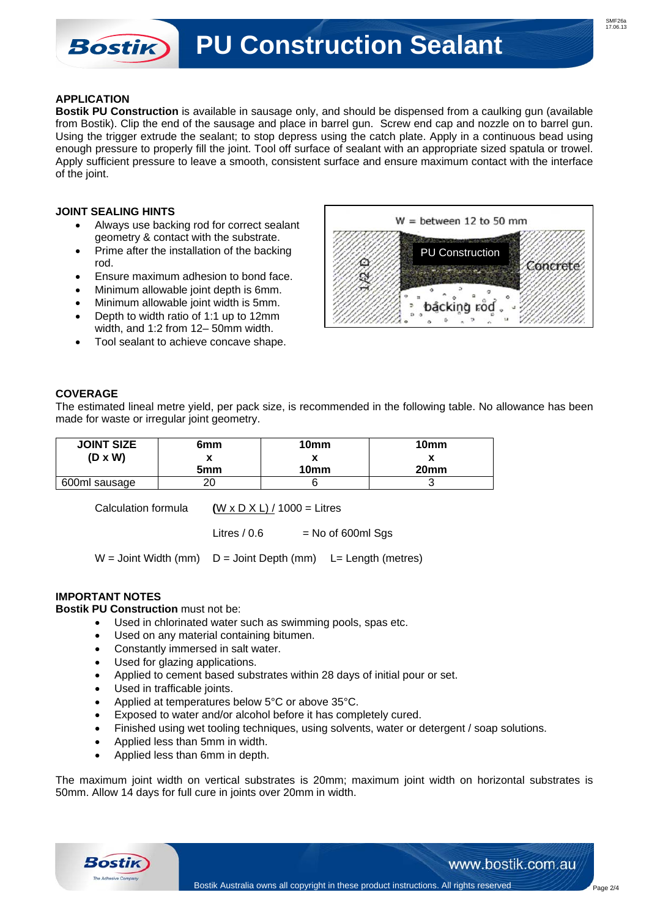# PU Construction Sealant

## APPLICATION

**Bostik PU Construction** is available in sausage only, and should be dispensed from a caulking gun (available from Bostik). Clip the end of the sausage and place in barrel gun. Screw end cap and nozzle on to barrel gun. Using the trigger extrude the sealant; to stop depress using the catch plate. Apply in a continuous bead using enough pressure to properly fill the joint. Tool off surface of sealant with an appropriate sized spatula or trowel. Apply sufficient pressure to leave a smooth, consistent surface and ensure maximum contact with the interface of the joint.

## JOINT SEALING HINTS

- Always use backing rod for correct sealant geometry & contact with the substrate.
- Prime after the installation of the backing rod.
- Ensure maximum adhesion to bond face.
- Minimum allowable joint depth is 6mm.
- Minimum allowable joint width is 5mm.
- Depth to width ratio of 1:1 up to 12mm width, and 1:2 from 12– 50mm width.
- Tool sealant to achieve concave shape.

W = between 12 to 50 mm

PU Construction

Concrete

1/2 D

backing rod

## COVERAGE

The estimated lineal metre yield, per pack size, is recommended in the following table. No allowance has been made for waste or irregular joint geometry.

| JOINT SIZE (D x W) | 6mm x 5mm | 10mm x 10mm | 10mm x 20mm |
|---|---|---|---|
| 600ml sausage | 20 | 6 | 3 |

Calculation formula (W x D X L) / 1000 = Litres

Litres / 0.6 = No of 600ml Sgs

W = Joint Width (mm) D = Joint Depth (mm) L= Length (metres)

## IMPORTANT NOTES

**Bostik PU Construction** must not be:

- Used in chlorinated water such as swimming pools, spas etc.
- Used on any material containing bitumen.
- Constantly immersed in salt water.
- Used for glazing applications.
- Applied to cement based substrates within 28 days of initial pour or set.
- Used in trafficable joints.
- Applied at temperatures below 5°C or above 35°C.
- Exposed to water and/or alcohol before it has completely cured.
- Finished using wet tooling techniques, using solvents, water or detergent / soap solutions.
- Applied less than 5mm in width.
- Applied less than 6mm in depth.

The maximum joint width on vertical substrates is 20mm; maximum joint width on horizontal substrates is 50mm. Allow 14 days for full cure in joints over 20mm in width.

www.bostik.com.au

Bostik Australia owns all copyright in these product instructions. All rights reserved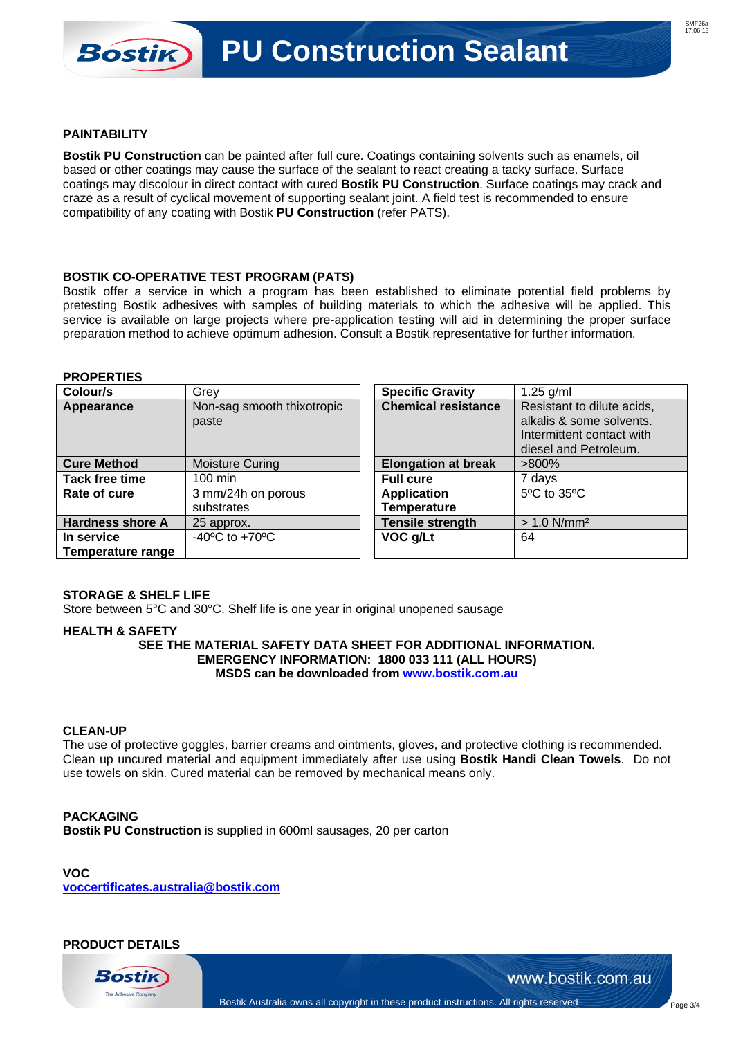# PU Construction Sealant

## PAINTABILITY

**Bostik PU Construction** can be painted after full cure. Coatings containing solvents such as enamels, oil based or other coatings may cause the surface of the sealant to react creating a tacky surface. Surface coatings may discolour in direct contact with cured **Bostik PU Construction**. Surface coatings may crack and craze as a result of cyclical movement of supporting sealant joint. A field test is recommended to ensure compatibility of any coating with Bostik **PU Construction** (refer PATS).

## BOSTIK CO-OPERATIVE TEST PROGRAM (PATS)

Bostik offer a service in which a program has been established to eliminate potential field problems by pretesting Bostik adhesives with samples of building materials to which the adhesive will be applied. This service is available on large projects where pre-application testing will aid in determining the proper surface preparation method to achieve optimum adhesion. Consult a Bostik representative for further information.

## PROPERTIES

| Property | Value |
|---|---|
| **Colour/s** | Grey |
| **Appearance** | Non-sag smooth thixotropic paste |
| **Cure Method** | Moisture Curing |
| **Tack free time** | 100 min |
| **Rate of cure** | 3 mm/24h on porous substrates |
| **Hardness shore A** | 25 approx. |
| **In service Temperature range** | -40ºC to +70ºC |

| Property | Value |
|---|---|
| **Specific Gravity** | 1.25 g/ml |
| **Chemical resistance** | Resistant to dilute acids, alkalis & some solvents. Intermittent contact with diesel and Petroleum. |
| **Elongation at break** | >800% |
| **Full cure** | 7 days |
| **Application Temperature** | 5ºC to 35ºC |
| **Tensile strength** | > 1.0 N/mm² |
| **VOC g/Lt** | 64 |

## STORAGE & SHELF LIFE

Store between 5°C and 30°C. Shelf life is one year in original unopened sausage

## HEALTH & SAFETY

**SEE THE MATERIAL SAFETY DATA SHEET FOR ADDITIONAL INFORMATION.**
**EMERGENCY INFORMATION: 1800 033 111 (ALL HOURS)**
**MSDS can be downloaded from www.bostik.com.au**

## CLEAN-UP

The use of protective goggles, barrier creams and ointments, gloves, and protective clothing is recommended. Clean up uncured material and equipment immediately after use using **Bostik Handi Clean Towels**. Do not use towels on skin. Cured material can be removed by mechanical means only.

## PACKAGING

**Bostik PU Construction** is supplied in 600ml sausages, 20 per carton

## VOC

voccertificates.australia@bostik.com

## PRODUCT DETAILS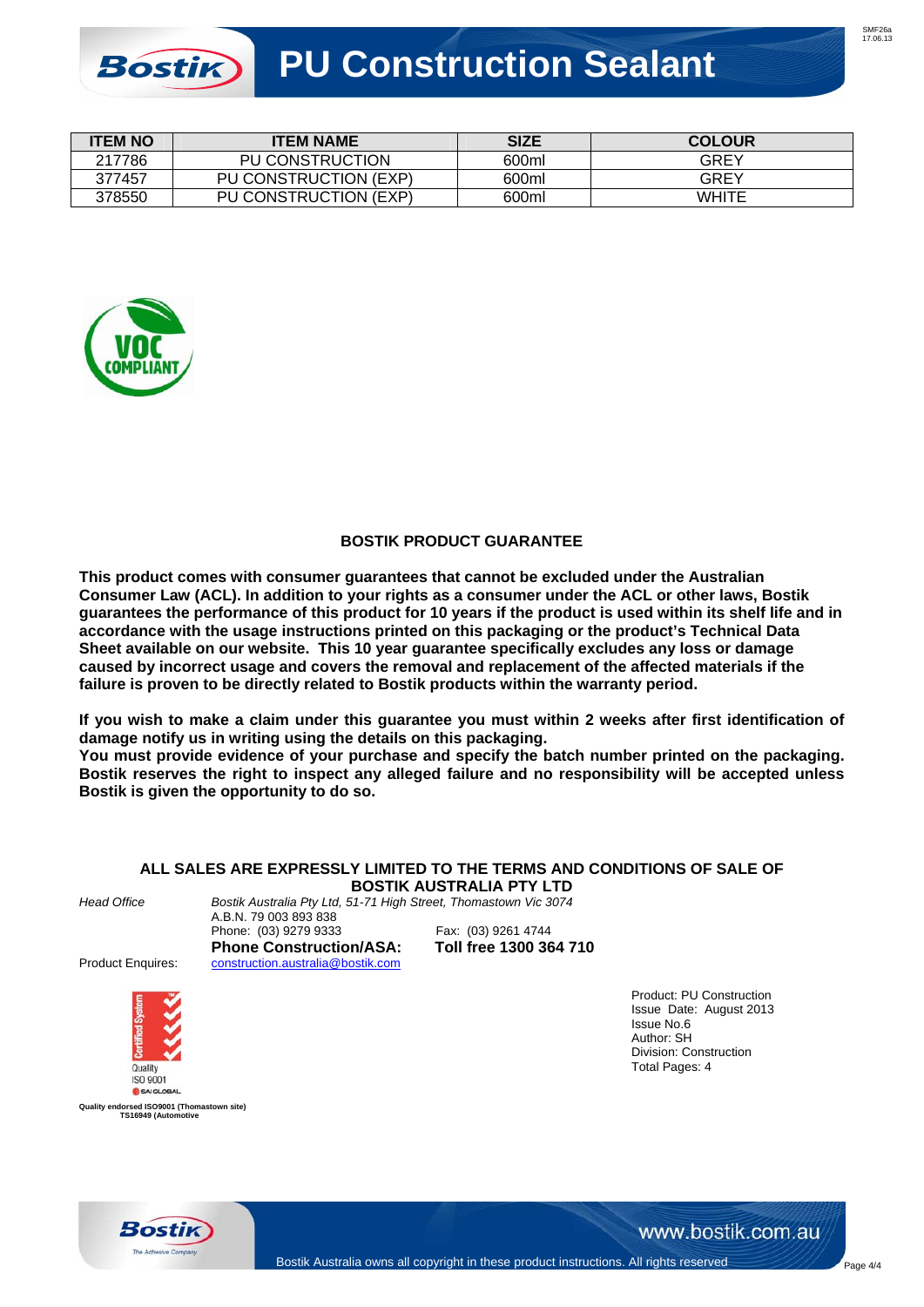# PU Construction Sealant

| ITEM NO | ITEM NAME | SIZE | COLOUR |
|---|---|---|---|
| 217786 | PU CONSTRUCTION | 600ml | GREY |
| 377457 | PU CONSTRUCTION (EXP) | 600ml | GREY |
| 378550 | PU CONSTRUCTION (EXP) | 600ml | WHITE |

VOC COMPLIANT

## BOSTIK PRODUCT GUARANTEE

**This product comes with consumer guarantees that cannot be excluded under the Australian Consumer Law (ACL). In addition to your rights as a consumer under the ACL or other laws, Bostik guarantees the performance of this product for 10 years if the product is used within its shelf life and in accordance with the usage instructions printed on this packaging or the product's Technical Data Sheet available on our website. This 10 year guarantee specifically excludes any loss or damage caused by incorrect usage and covers the removal and replacement of the affected materials if the failure is proven to be directly related to Bostik products within the warranty period.**

**If you wish to make a claim under this guarantee you must within 2 weeks after first identification of damage notify us in writing using the details on this packaging.**
**You must provide evidence of your purchase and specify the batch number printed on the packaging. Bostik reserves the right to inspect any alleged failure and no responsibility will be accepted unless Bostik is given the opportunity to do so.**

**ALL SALES ARE EXPRESSLY LIMITED TO THE TERMS AND CONDITIONS OF SALE OF BOSTIK AUSTRALIA PTY LTD**

*Head Office* *Bostik Australia Pty Ltd, 51-71 High Street, Thomastown Vic 3074*
A.B.N. 79 003 893 838
Phone: (03) 9279 9333 Fax: (03) 9261 4744
**Phone Construction/ASA: Toll free 1300 364 710**
Product Enquires: construction.australia@bostik.com

Certified System Quality ISO 9001 SAI GLOBAL

**Quality endorsed ISO9001 (Thomastown site) TS16949 (Automotive**

Product: PU Construction
Issue Date: August 2013
Issue No.6
Author: SH
Division: Construction
Total Pages: 4

www.bostik.com.au

Bostik Australia owns all copyright in these product instructions. All rights reserved